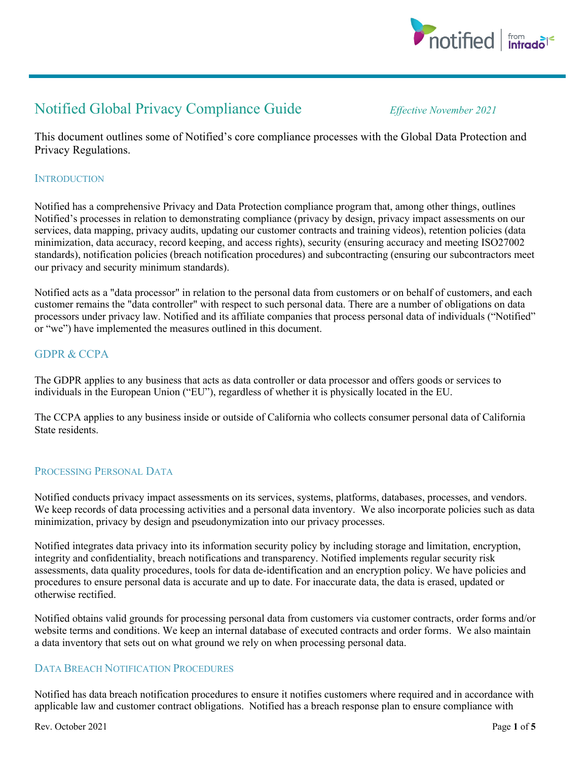# Notified Global Privacy Compliance Guide

*Effective November 2021*

This document outlines some of Notified's core compliance processes with the Global Data Protection and Privacy Regulations.

## Introduction

Notified has a comprehensive Privacy and Data Protection compliance program that, among other things, outlines Notified's processes in relation to demonstrating compliance (privacy by design, privacy impact assessments on our services, data mapping, privacy audits, updating our customer contracts and training videos), retention policies (data minimization, data accuracy, record keeping, and access rights), security (ensuring accuracy and meeting ISO27002 standards), notification policies (breach notification procedures) and subcontracting (ensuring our subcontractors meet our privacy and security minimum standards).

Notified acts as a "data processor" in relation to the personal data from customers or on behalf of customers, and each customer remains the "data controller" with respect to such personal data. There are a number of obligations on data processors under privacy law. Notified and its affiliate companies that process personal data of individuals ("Notified" or "we") have implemented the measures outlined in this document.

## GDPR & CCPA

The GDPR applies to any business that acts as data controller or data processor and offers goods or services to individuals in the European Union ("EU"), regardless of whether it is physically located in the EU.

The CCPA applies to any business inside or outside of California who collects consumer personal data of California State residents.

## Processing Personal Data

Notified conducts privacy impact assessments on its services, systems, platforms, databases, processes, and vendors. We keep records of data processing activities and a personal data inventory. We also incorporate policies such as data minimization, privacy by design and pseudonymization into our privacy processes.

Notified integrates data privacy into its information security policy by including storage and limitation, encryption, integrity and confidentiality, breach notifications and transparency. Notified implements regular security risk assessments, data quality procedures, tools for data de-identification and an encryption policy. We have policies and procedures to ensure personal data is accurate and up to date. For inaccurate data, the data is erased, updated or otherwise rectified.

Notified obtains valid grounds for processing personal data from customers via customer contracts, order forms and/or website terms and conditions. We keep an internal database of executed contracts and order forms. We also maintain a data inventory that sets out on what ground we rely on when processing personal data.

## Data Breach Notification Procedures

Notified has data breach notification procedures to ensure it notifies customers where required and in accordance with applicable law and customer contract obligations. Notified has a breach response plan to ensure compliance with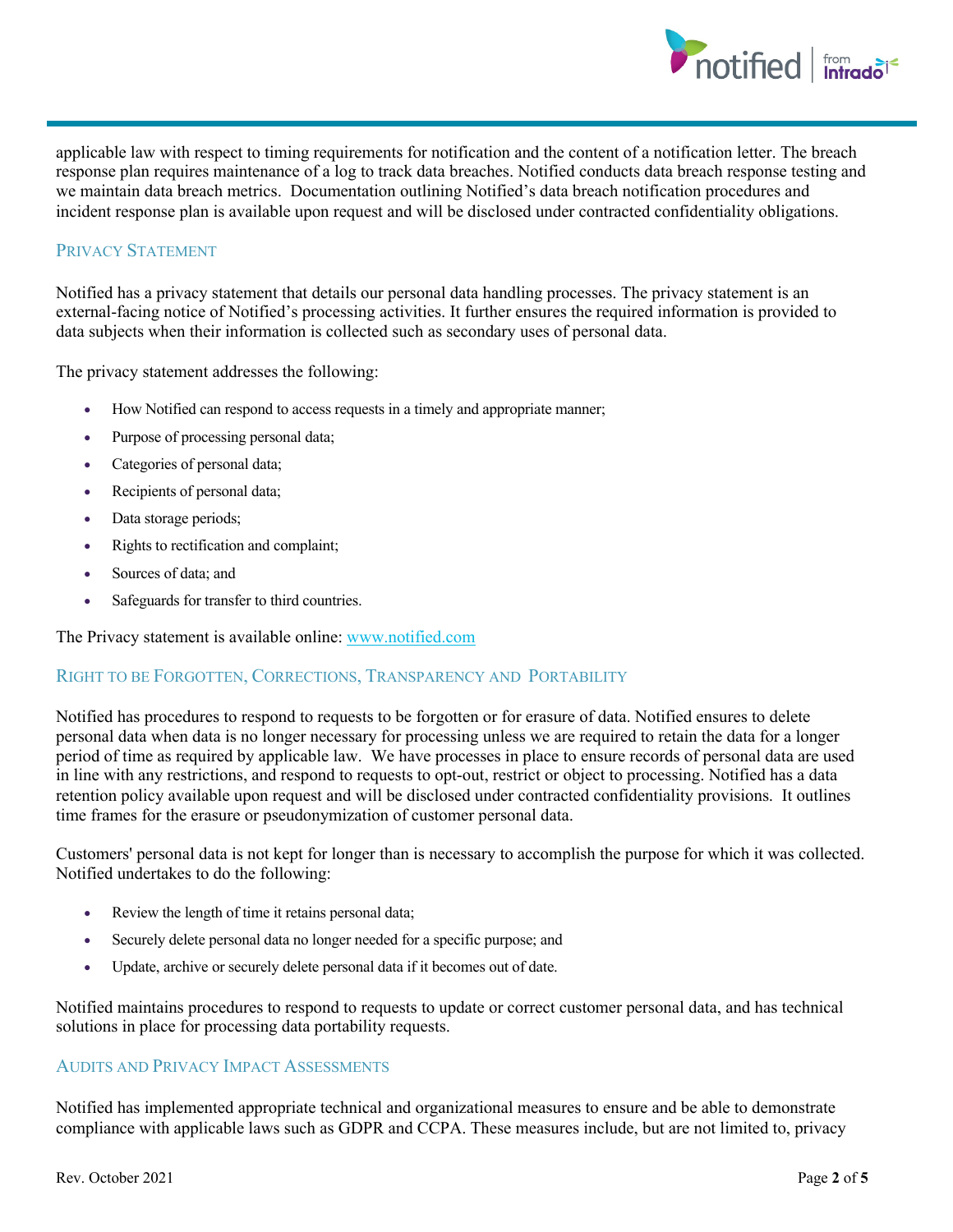applicable law with respect to timing requirements for notification and the content of a notification letter. The breach response plan requires maintenance of a log to track data breaches. Notified conducts data breach response testing and we maintain data breach metrics. Documentation outlining Notified's data breach notification procedures and incident response plan is available upon request and will be disclosed under contracted confidentiality obligations.

## Privacy Statement

Notified has a privacy statement that details our personal data handling processes. The privacy statement is an external-facing notice of Notified's processing activities. It further ensures the required information is provided to data subjects when their information is collected such as secondary uses of personal data.

The privacy statement addresses the following:

- How Notified can respond to access requests in a timely and appropriate manner;
- Purpose of processing personal data;
- Categories of personal data;
- Recipients of personal data;
- Data storage periods;
- Rights to rectification and complaint;
- Sources of data; and
- Safeguards for transfer to third countries.

The Privacy statement is available online: www.notified.com

## Right to be Forgotten, Corrections, Transparency and Portability

Notified has procedures to respond to requests to be forgotten or for erasure of data. Notified ensures to delete personal data when data is no longer necessary for processing unless we are required to retain the data for a longer period of time as required by applicable law. We have processes in place to ensure records of personal data are used in line with any restrictions, and respond to requests to opt-out, restrict or object to processing. Notified has a data retention policy available upon request and will be disclosed under contracted confidentiality provisions. It outlines time frames for the erasure or pseudonymization of customer personal data.

Customers' personal data is not kept for longer than is necessary to accomplish the purpose for which it was collected. Notified undertakes to do the following:

- Review the length of time it retains personal data;
- Securely delete personal data no longer needed for a specific purpose; and
- Update, archive or securely delete personal data if it becomes out of date.

Notified maintains procedures to respond to requests to update or correct customer personal data, and has technical solutions in place for processing data portability requests.

## Audits and Privacy Impact Assessments

Notified has implemented appropriate technical and organizational measures to ensure and be able to demonstrate compliance with applicable laws such as GDPR and CCPA. These measures include, but are not limited to, privacy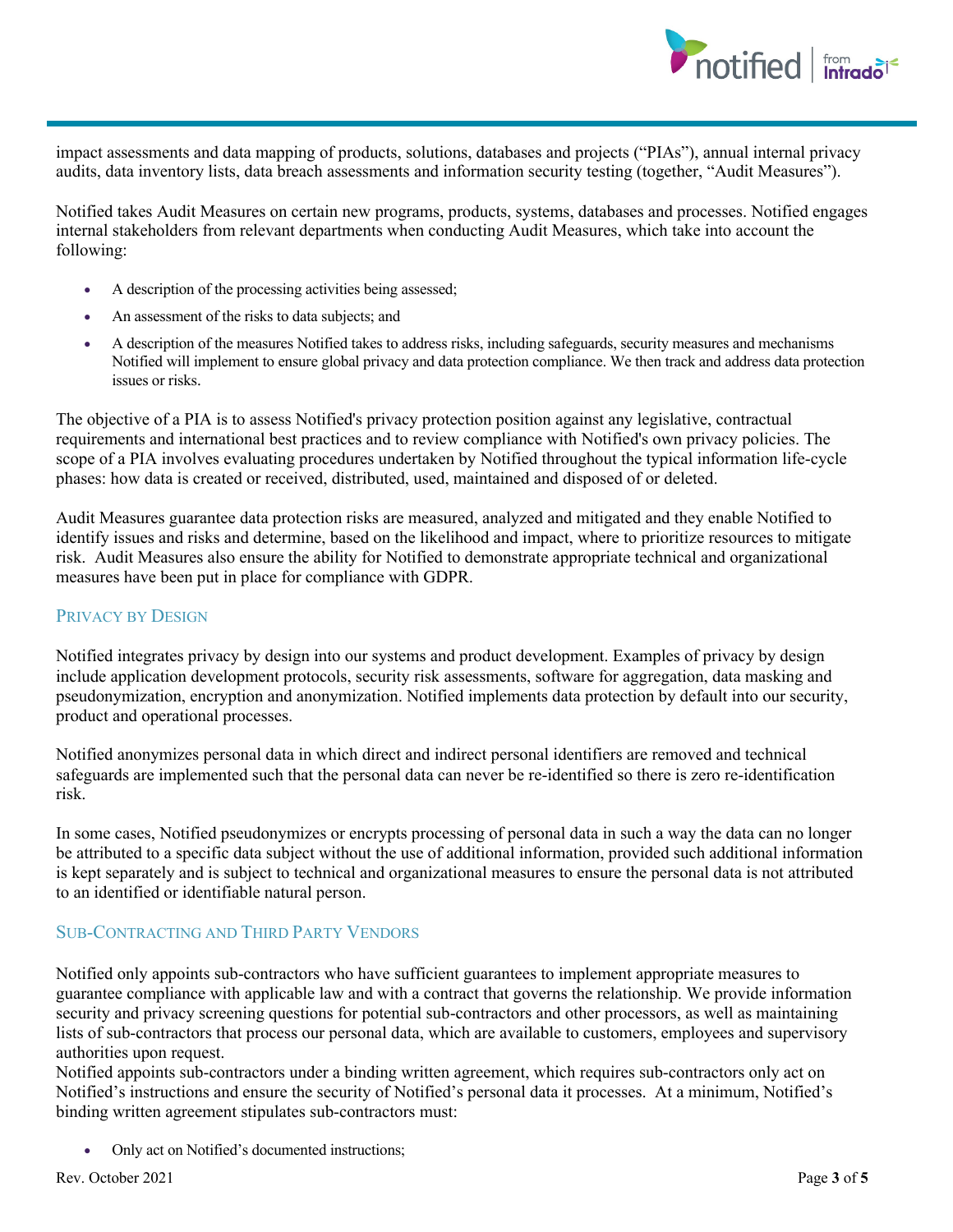impact assessments and data mapping of products, solutions, databases and projects ("PIAs"), annual internal privacy audits, data inventory lists, data breach assessments and information security testing (together, "Audit Measures").

Notified takes Audit Measures on certain new programs, products, systems, databases and processes. Notified engages internal stakeholders from relevant departments when conducting Audit Measures, which take into account the following:

- A description of the processing activities being assessed;
- An assessment of the risks to data subjects; and
- A description of the measures Notified takes to address risks, including safeguards, security measures and mechanisms Notified will implement to ensure global privacy and data protection compliance. We then track and address data protection issues or risks.

The objective of a PIA is to assess Notified's privacy protection position against any legislative, contractual requirements and international best practices and to review compliance with Notified's own privacy policies. The scope of a PIA involves evaluating procedures undertaken by Notified throughout the typical information life-cycle phases: how data is created or received, distributed, used, maintained and disposed of or deleted.

Audit Measures guarantee data protection risks are measured, analyzed and mitigated and they enable Notified to identify issues and risks and determine, based on the likelihood and impact, where to prioritize resources to mitigate risk. Audit Measures also ensure the ability for Notified to demonstrate appropriate technical and organizational measures have been put in place for compliance with GDPR.

## Privacy by Design

Notified integrates privacy by design into our systems and product development. Examples of privacy by design include application development protocols, security risk assessments, software for aggregation, data masking and pseudonymization, encryption and anonymization. Notified implements data protection by default into our security, product and operational processes.

Notified anonymizes personal data in which direct and indirect personal identifiers are removed and technical safeguards are implemented such that the personal data can never be re-identified so there is zero re-identification risk.

In some cases, Notified pseudonymizes or encrypts processing of personal data in such a way the data can no longer be attributed to a specific data subject without the use of additional information, provided such additional information is kept separately and is subject to technical and organizational measures to ensure the personal data is not attributed to an identified or identifiable natural person.

## Sub-Contracting and Third Party Vendors

Notified only appoints sub-contractors who have sufficient guarantees to implement appropriate measures to guarantee compliance with applicable law and with a contract that governs the relationship. We provide information security and privacy screening questions for potential sub-contractors and other processors, as well as maintaining lists of sub-contractors that process our personal data, which are available to customers, employees and supervisory authorities upon request.

Notified appoints sub-contractors under a binding written agreement, which requires sub-contractors only act on Notified's instructions and ensure the security of Notified's personal data it processes. At a minimum, Notified's binding written agreement stipulates sub-contractors must:

- Only act on Notified's documented instructions;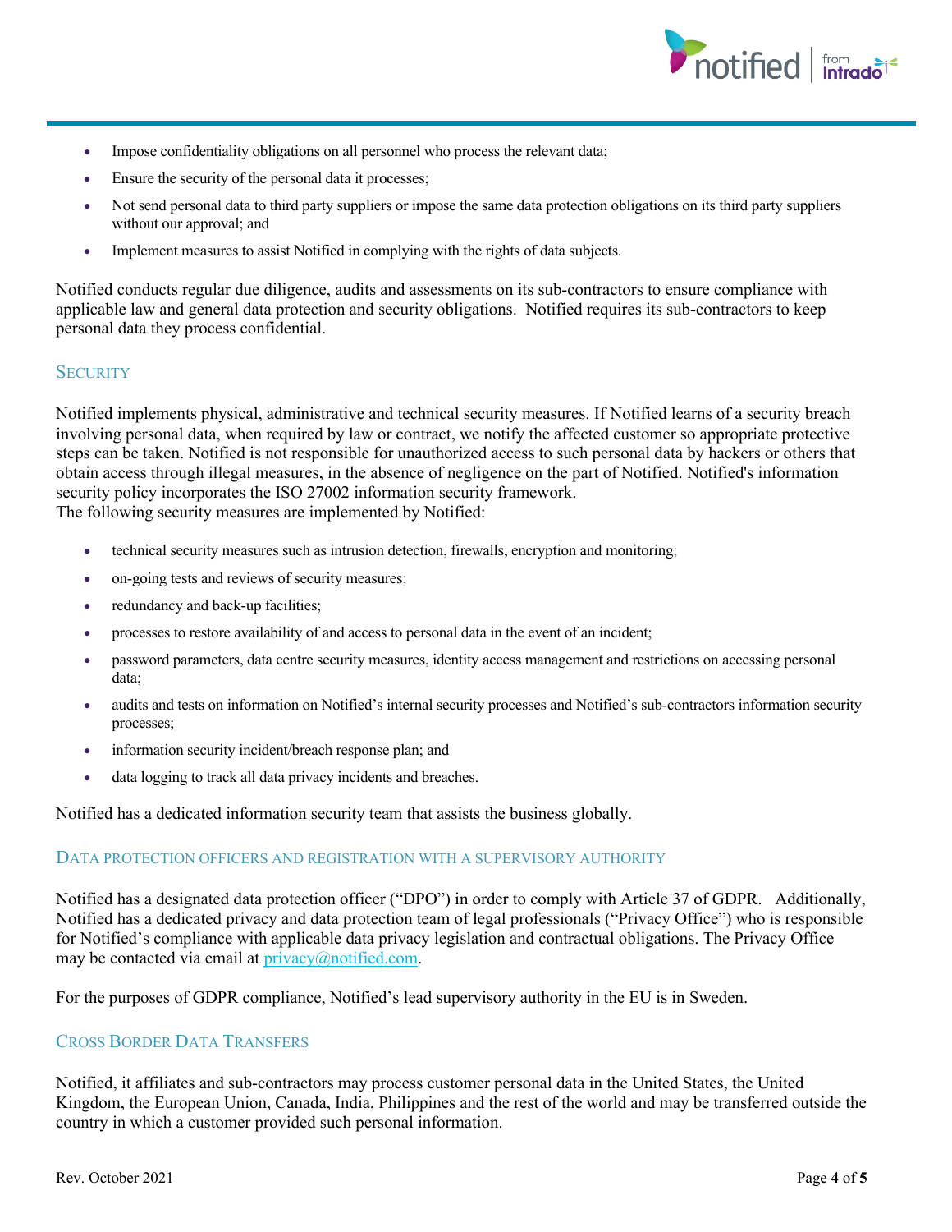- Impose confidentiality obligations on all personnel who process the relevant data;
- Ensure the security of the personal data it processes;
- Not send personal data to third party suppliers or impose the same data protection obligations on its third party suppliers without our approval; and
- Implement measures to assist Notified in complying with the rights of data subjects.

Notified conducts regular due diligence, audits and assessments on its sub-contractors to ensure compliance with applicable law and general data protection and security obligations. Notified requires its sub-contractors to keep personal data they process confidential.

## Security

Notified implements physical, administrative and technical security measures. If Notified learns of a security breach involving personal data, when required by law or contract, we notify the affected customer so appropriate protective steps can be taken. Notified is not responsible for unauthorized access to such personal data by hackers or others that obtain access through illegal measures, in the absence of negligence on the part of Notified. Notified's information security policy incorporates the ISO 27002 information security framework.
The following security measures are implemented by Notified:

- technical security measures such as intrusion detection, firewalls, encryption and monitoring;
- on-going tests and reviews of security measures;
- redundancy and back-up facilities;
- processes to restore availability of and access to personal data in the event of an incident;
- password parameters, data centre security measures, identity access management and restrictions on accessing personal data;
- audits and tests on information on Notified's internal security processes and Notified's sub-contractors information security processes;
- information security incident/breach response plan; and
- data logging to track all data privacy incidents and breaches.

Notified has a dedicated information security team that assists the business globally.

## Data Protection Officers and Registration with a Supervisory Authority

Notified has a designated data protection officer ("DPO") in order to comply with Article 37 of GDPR. Additionally, Notified has a dedicated privacy and data protection team of legal professionals ("Privacy Office") who is responsible for Notified's compliance with applicable data privacy legislation and contractual obligations. The Privacy Office may be contacted via email at privacy@notified.com.

For the purposes of GDPR compliance, Notified's lead supervisory authority in the EU is in Sweden.

## Cross Border Data Transfers

Notified, it affiliates and sub-contractors may process customer personal data in the United States, the United Kingdom, the European Union, Canada, India, Philippines and the rest of the world and may be transferred outside the country in which a customer provided such personal information.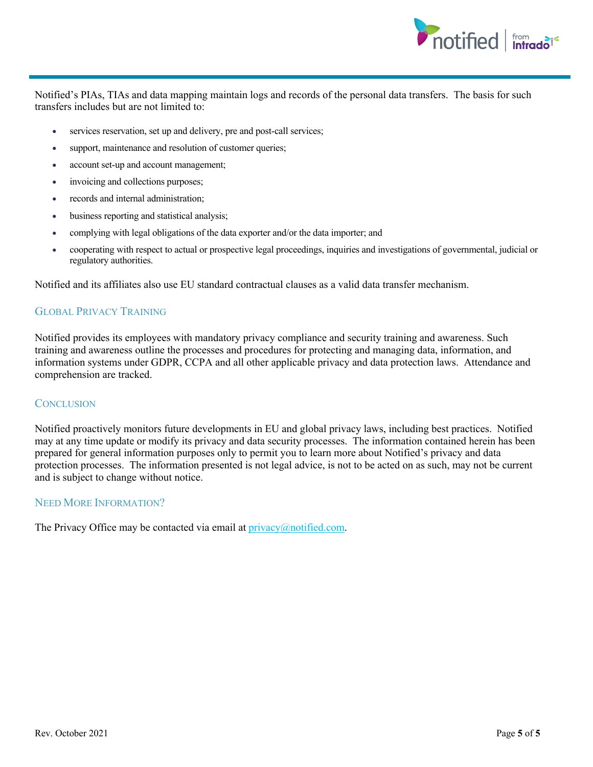Notified's PIAs, TIAs and data mapping maintain logs and records of the personal data transfers. The basis for such transfers includes but are not limited to:

- services reservation, set up and delivery, pre and post-call services;
- support, maintenance and resolution of customer queries;
- account set-up and account management;
- invoicing and collections purposes;
- records and internal administration;
- business reporting and statistical analysis;
- complying with legal obligations of the data exporter and/or the data importer; and
- cooperating with respect to actual or prospective legal proceedings, inquiries and investigations of governmental, judicial or regulatory authorities.

Notified and its affiliates also use EU standard contractual clauses as a valid data transfer mechanism.

## Global Privacy Training

Notified provides its employees with mandatory privacy compliance and security training and awareness. Such training and awareness outline the processes and procedures for protecting and managing data, information, and information systems under GDPR, CCPA and all other applicable privacy and data protection laws. Attendance and comprehension are tracked.

## Conclusion

Notified proactively monitors future developments in EU and global privacy laws, including best practices. Notified may at any time update or modify its privacy and data security processes. The information contained herein has been prepared for general information purposes only to permit you to learn more about Notified's privacy and data protection processes. The information presented is not legal advice, is not to be acted on as such, may not be current and is subject to change without notice.

## Need More Information?

The Privacy Office may be contacted via email at privacy@notified.com.

Rev. October 2021